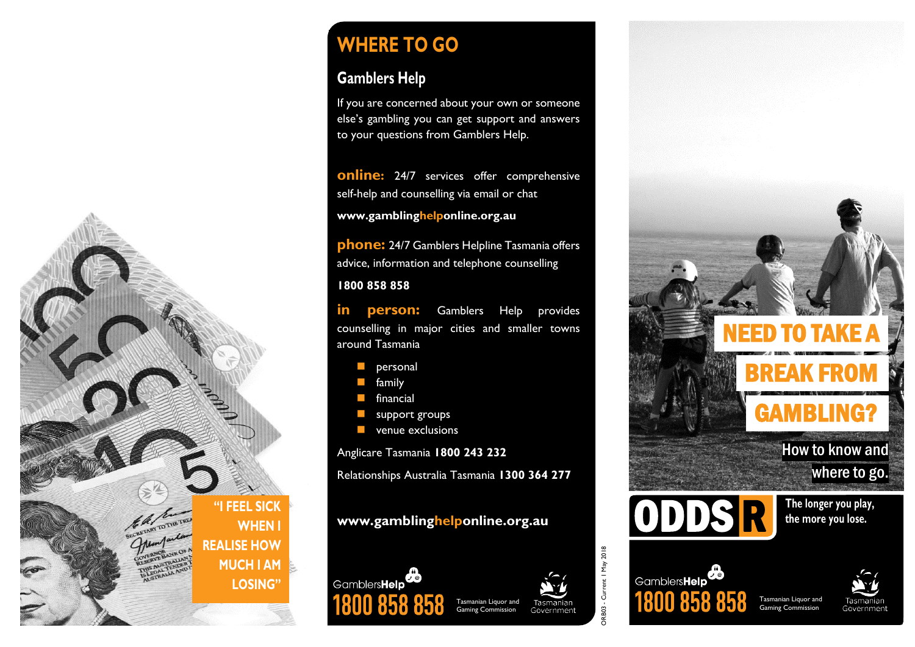"I FEEL SICK WHEN I REALISE HOW MUCH I AM LOSING"

# WHERE TO GO

## Gamblers Help

If you are concerned about your own or someone else's gambling you can get support and answers to your questions from Gamblers Help.

**online:** 24/7 services offer comprehensive self-help and counselling via email or chat

**www.gamblinghelponline.org.au**

**phone:** 24/7 Gamblers Helpline Tasmania offers advice, information and telephone counselling

**1800 858 858**

**in person:** Gamblers Help provides counselling in major cities and smaller towns around Tasmania

- personal
- family
- financial
- support groups
- venue exclusions

Anglicare Tasmania **1800 243 232**

Relationships Australia Tasmania **1300 364 277**

**www.gamblinghelponline.org.au**

GamblersHelp **1800 858 858**

Tasmanian Liquor and Gaming Commission

Tasmanian Government

ORB03 - Current 1 May 2018

# NEED TO TAKE A BREAK FROM GAMBLING?

How to know and where to go.

ODDS R

The longer you play, the more you lose.

GamblersHelp **1800 858 858**

Tasmanian Liquor and Gaming Commission

Tasmanian Government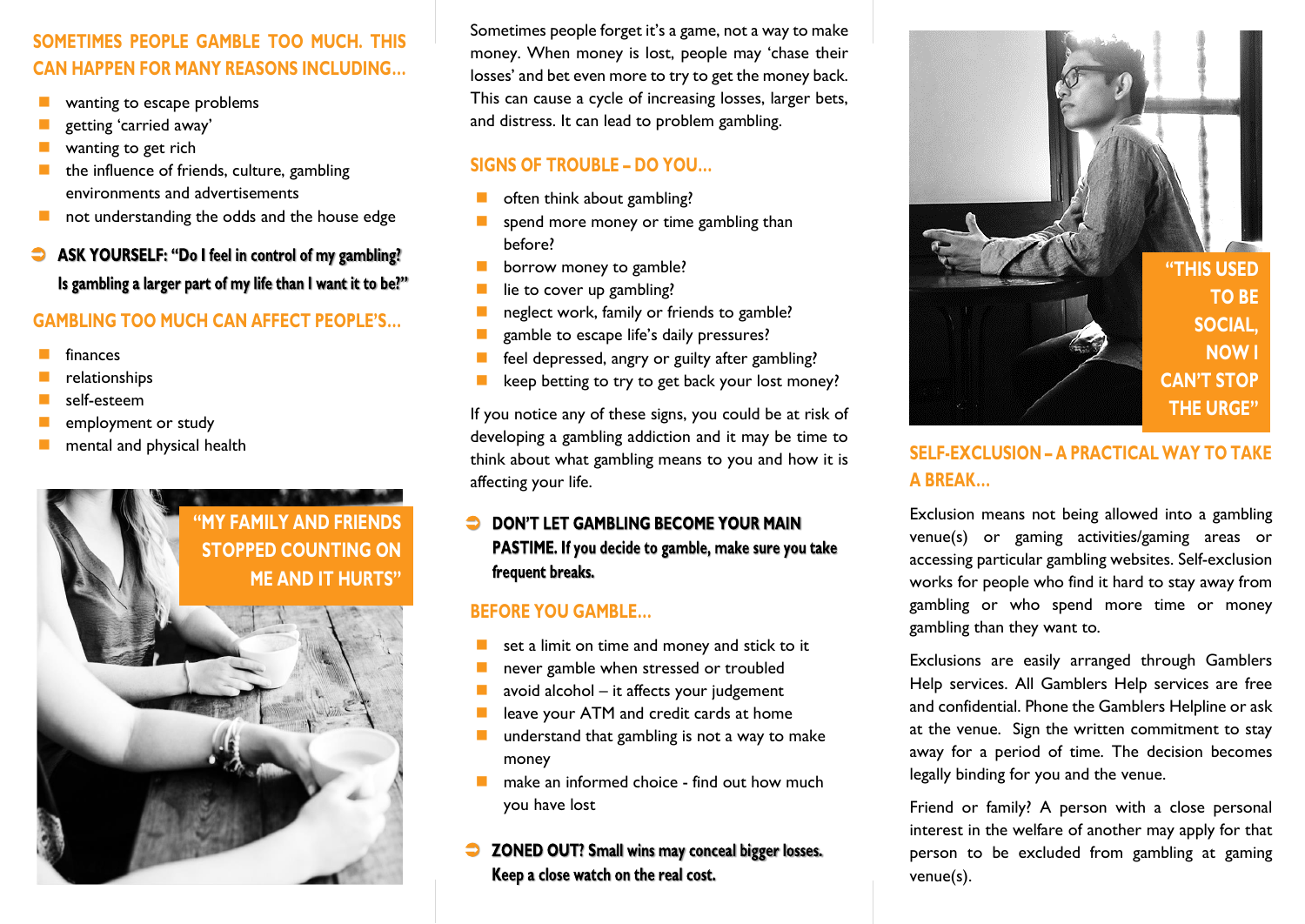## SOMETIMES PEOPLE GAMBLE TOO MUCH. THIS CAN HAPPEN FOR MANY REASONS INCLUDING...

- wanting to escape problems
- getting 'carried away'
- wanting to get rich
- the influence of friends, culture, gambling environments and advertisements
- not understanding the odds and the house edge

**ASK YOURSELF: "Do I feel in control of my gambling? Is gambling a larger part of my life than I want it to be?"**

## GAMBLING TOO MUCH CAN AFFECT PEOPLE'S...

- finances
- relationships
- self-esteem
- employment or study
- mental and physical health

**"MY FAMILY AND FRIENDS STOPPED COUNTING ON ME AND IT HURTS"**

Sometimes people forget it's a game, not a way to make money. When money is lost, people may 'chase their losses' and bet even more to try to get the money back. This can cause a cycle of increasing losses, larger bets, and distress. It can lead to problem gambling.

## SIGNS OF TROUBLE – DO YOU...

- often think about gambling?
- spend more money or time gambling than before?
- borrow money to gamble?
- lie to cover up gambling?
- neglect work, family or friends to gamble?
- gamble to escape life's daily pressures?
- feel depressed, angry or guilty after gambling?
- keep betting to try to get back your lost money?

If you notice any of these signs, you could be at risk of developing a gambling addiction and it may be time to think about what gambling means to you and how it is affecting your life.

**DON'T LET GAMBLING BECOME YOUR MAIN PASTIME. If you decide to gamble, make sure you take frequent breaks.**

## BEFORE YOU GAMBLE...

- set a limit on time and money and stick to it
- never gamble when stressed or troubled
- avoid alcohol – it affects your judgement
- leave your ATM and credit cards at home
- understand that gambling is not a way to make money
- make an informed choice - find out how much you have lost

**ZONED OUT? Small wins may conceal bigger losses. Keep a close watch on the real cost.**

**"THIS USED TO BE SOCIAL, NOW I CAN'T STOP THE URGE"**

## SELF-EXCLUSION – A PRACTICAL WAY TO TAKE A BREAK...

Exclusion means not being allowed into a gambling venue(s) or gaming activities/gaming areas or accessing particular gambling websites. Self-exclusion works for people who find it hard to stay away from gambling or who spend more time or money gambling than they want to.

Exclusions are easily arranged through Gamblers Help services. All Gamblers Help services are free and confidential. Phone the Gamblers Helpline or ask at the venue. Sign the written commitment to stay away for a period of time. The decision becomes legally binding for you and the venue.

Friend or family? A person with a close personal interest in the welfare of another may apply for that person to be excluded from gambling at gaming venue(s).